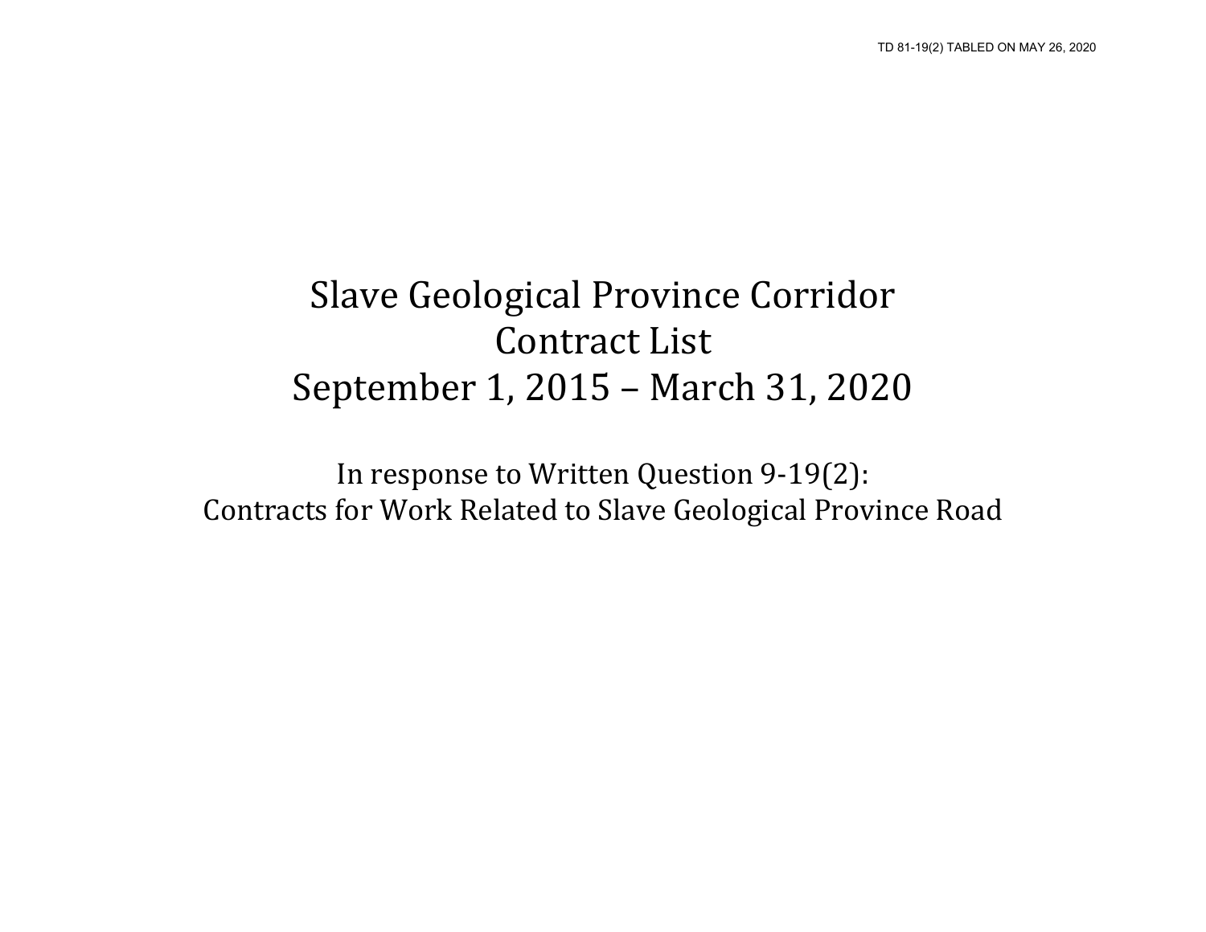TD 81-19(2) TABLED ON MAY 26, 2020

# Slave Geological Province Corridor
# Contract List
# September 1, 2015 – March 31, 2020

In response to Written Question 9-19(2):
Contracts for Work Related to Slave Geological Province Road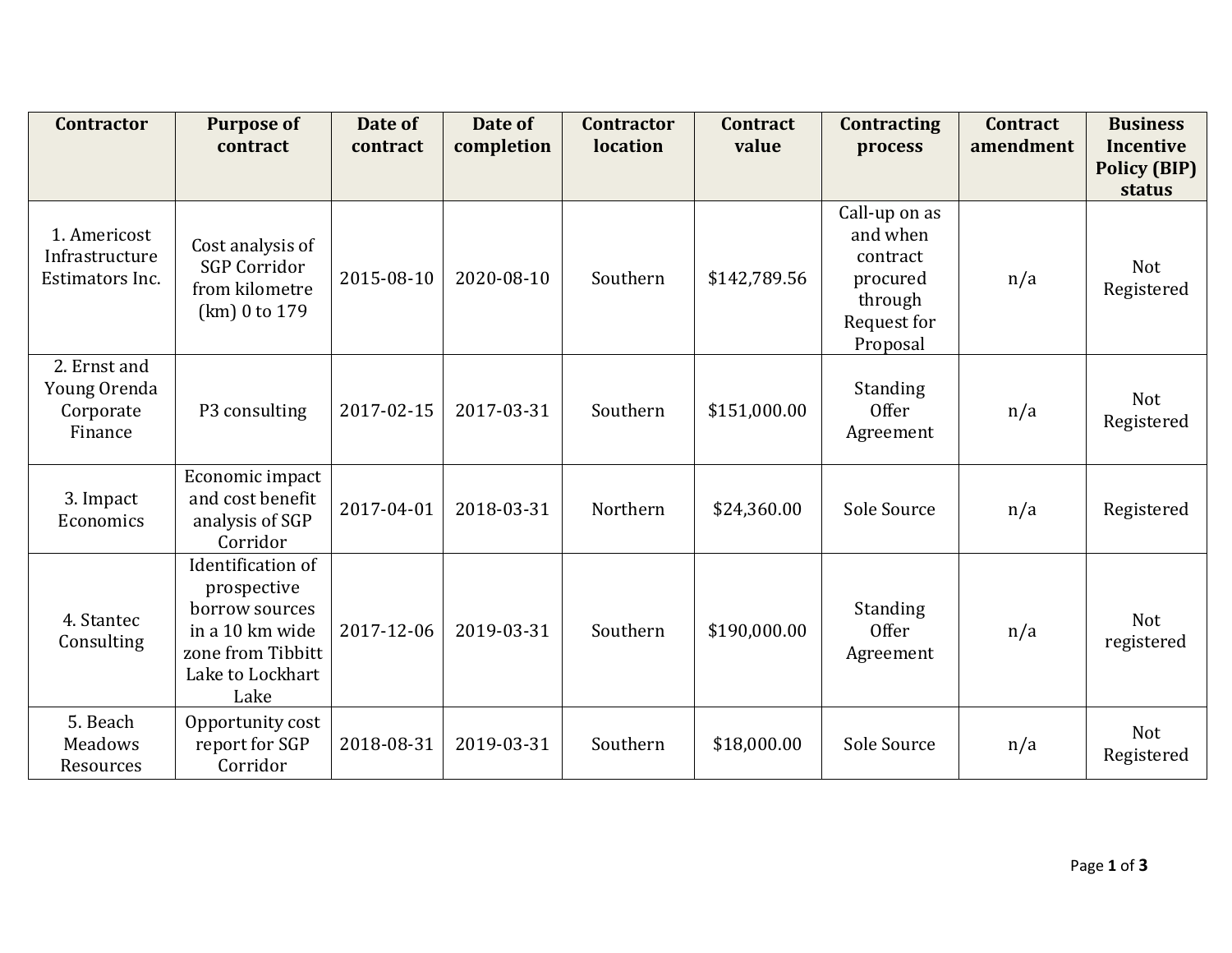| Contractor | Purpose of contract | Date of contract | Date of completion | Contractor location | Contract value | Contracting process | Contract amendment | Business Incentive Policy (BIP) status |
| --- | --- | --- | --- | --- | --- | --- | --- | --- |
| 1. Americost Infrastructure Estimators Inc. | Cost analysis of SGP Corridor from kilometre (km) 0 to 179 | 2015-08-10 | 2020-08-10 | Southern | $142,789.56 | Call-up on as and when contract procured through Request for Proposal | n/a | Not Registered |
| 2. Ernst and Young Orenda Corporate Finance | P3 consulting | 2017-02-15 | 2017-03-31 | Southern | $151,000.00 | Standing Offer Agreement | n/a | Not Registered |
| 3. Impact Economics | Economic impact and cost benefit analysis of SGP Corridor | 2017-04-01 | 2018-03-31 | Northern | $24,360.00 | Sole Source | n/a | Registered |
| 4. Stantec Consulting | Identification of prospective borrow sources in a 10 km wide zone from Tibbitt Lake to Lockhart Lake | 2017-12-06 | 2019-03-31 | Southern | $190,000.00 | Standing Offer Agreement | n/a | Not registered |
| 5. Beach Meadows Resources | Opportunity cost report for SGP Corridor | 2018-08-31 | 2019-03-31 | Southern | $18,000.00 | Sole Source | n/a | Not Registered |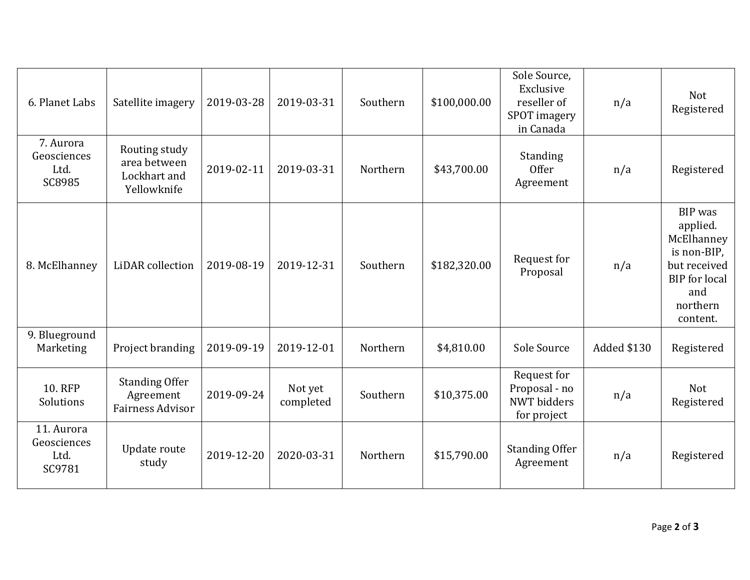| | | | | | | | | |
|---|---|---|---|---|---|---|---|---|
| 6. Planet Labs | Satellite imagery | 2019-03-28 | 2019-03-31 | Southern | $100,000.00 | Sole Source, Exclusive reseller of SPOT imagery in Canada | n/a | Not Registered |
| 7. Aurora Geosciences Ltd. SC8985 | Routing study area between Lockhart and Yellowknife | 2019-02-11 | 2019-03-31 | Northern | $43,700.00 | Standing Offer Agreement | n/a | Registered |
| 8. McElhanney | LiDAR collection | 2019-08-19 | 2019-12-31 | Southern | $182,320.00 | Request for Proposal | n/a | BIP was applied. McElhanney is non-BIP, but received BIP for local and northern content. |
| 9. Blueground Marketing | Project branding | 2019-09-19 | 2019-12-01 | Northern | $4,810.00 | Sole Source | Added $130 | Registered |
| 10. RFP Solutions | Standing Offer Agreement Fairness Advisor | 2019-09-24 | Not yet completed | Southern | $10,375.00 | Request for Proposal - no NWT bidders for project | n/a | Not Registered |
| 11. Aurora Geosciences Ltd. SC9781 | Update route study | 2019-12-20 | 2020-03-31 | Northern | $15,790.00 | Standing Offer Agreement | n/a | Registered |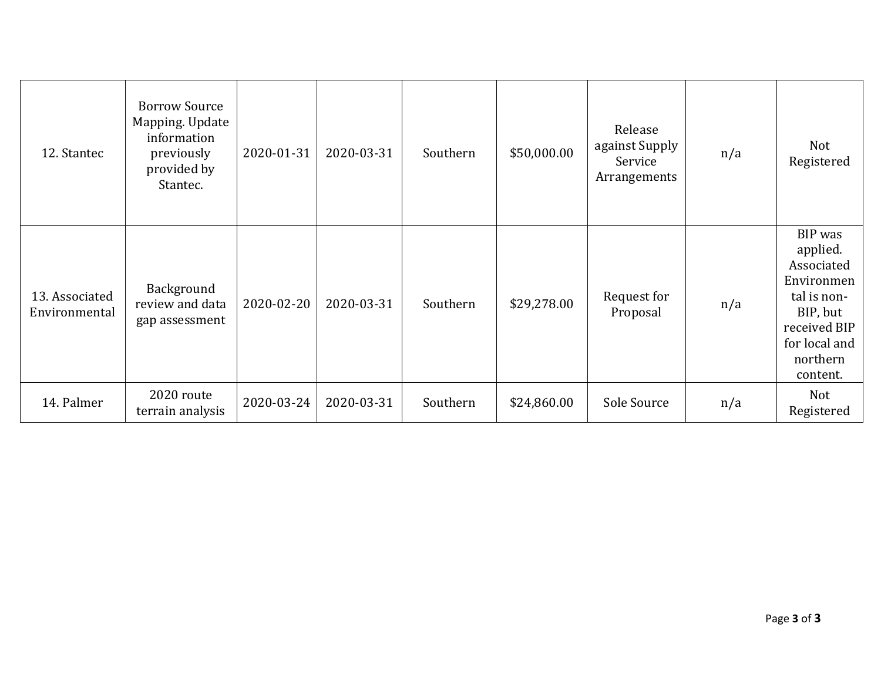| | | | | | | | | |
|---|---|---|---|---|---|---|---|---|
| 12. Stantec | Borrow Source Mapping. Update information previously provided by Stantec. | 2020-01-31 | 2020-03-31 | Southern | $50,000.00 | Release against Supply Service Arrangements | n/a | Not Registered |
| 13. Associated Environmental | Background review and data gap assessment | 2020-02-20 | 2020-03-31 | Southern | $29,278.00 | Request for Proposal | n/a | BIP was applied. Associated Environmental is non-BIP, but received BIP for local and northern content. |
| 14. Palmer | 2020 route terrain analysis | 2020-03-24 | 2020-03-31 | Southern | $24,860.00 | Sole Source | n/a | Not Registered |